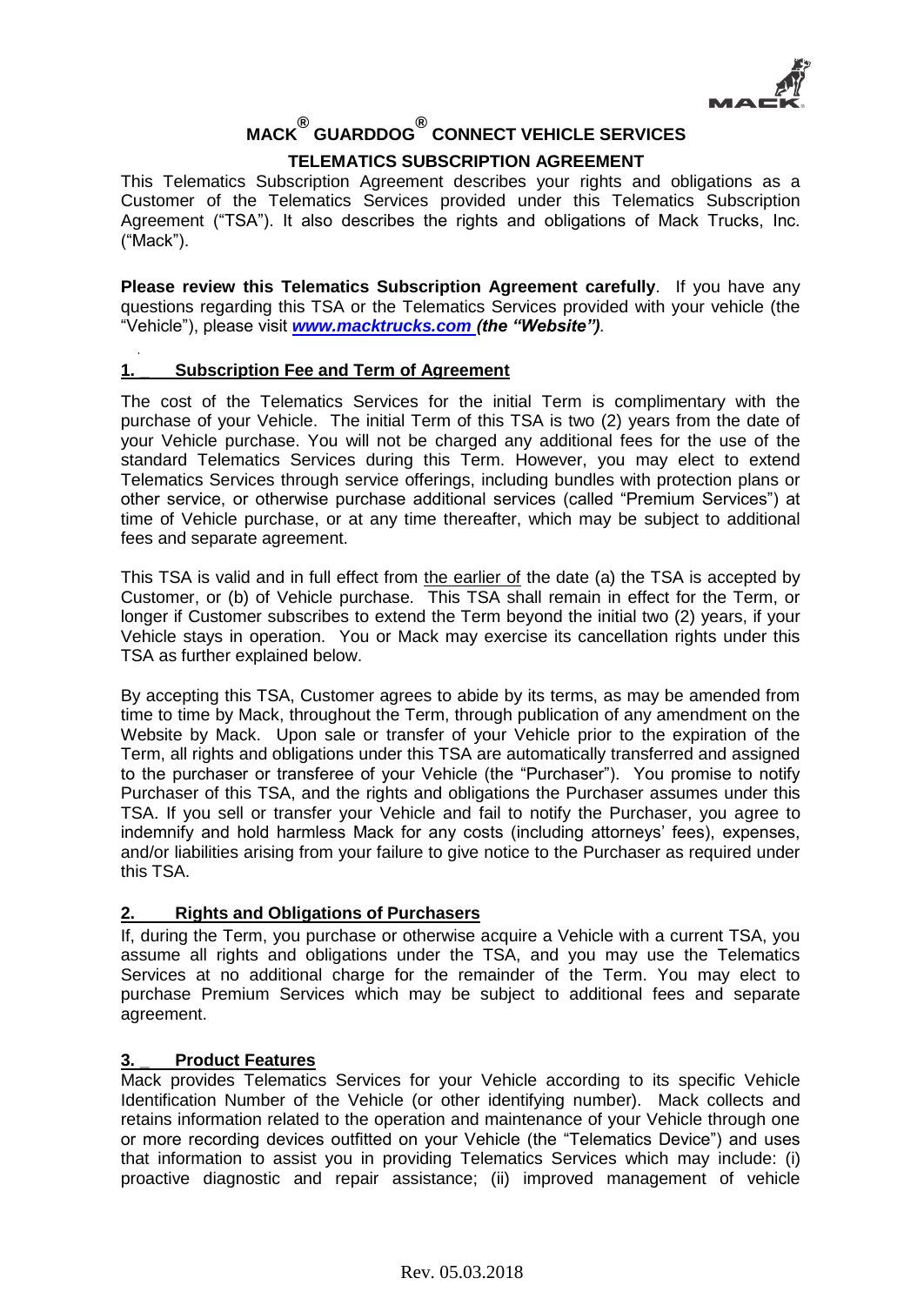# MACK® GUARDDOG® CONNECT VEHICLE SERVICES

## TELEMATICS SUBSCRIPTION AGREEMENT

This Telematics Subscription Agreement describes your rights and obligations as a Customer of the Telematics Services provided under this Telematics Subscription Agreement ("TSA"). It also describes the rights and obligations of Mack Trucks, Inc. ("Mack").

**Please review this Telematics Subscription Agreement carefully**. If you have any questions regarding this TSA or the Telematics Services provided with your vehicle (the "Vehicle"), please visit ***www.macktrucks.com*** ***(the "Website")****.*

### 1. Subscription Fee and Term of Agreement

The cost of the Telematics Services for the initial Term is complimentary with the purchase of your Vehicle. The initial Term of this TSA is two (2) years from the date of your Vehicle purchase. You will not be charged any additional fees for the use of the standard Telematics Services during this Term. However, you may elect to extend Telematics Services through service offerings, including bundles with protection plans or other service, or otherwise purchase additional services (called "Premium Services") at time of Vehicle purchase, or at any time thereafter, which may be subject to additional fees and separate agreement.

This TSA is valid and in full effect from the earlier of the date (a) the TSA is accepted by Customer, or (b) of Vehicle purchase. This TSA shall remain in effect for the Term, or longer if Customer subscribes to extend the Term beyond the initial two (2) years, if your Vehicle stays in operation. You or Mack may exercise its cancellation rights under this TSA as further explained below.

By accepting this TSA, Customer agrees to abide by its terms, as may be amended from time to time by Mack, throughout the Term, through publication of any amendment on the Website by Mack. Upon sale or transfer of your Vehicle prior to the expiration of the Term, all rights and obligations under this TSA are automatically transferred and assigned to the purchaser or transferee of your Vehicle (the "Purchaser"). You promise to notify Purchaser of this TSA, and the rights and obligations the Purchaser assumes under this TSA. If you sell or transfer your Vehicle and fail to notify the Purchaser, you agree to indemnify and hold harmless Mack for any costs (including attorneys' fees), expenses, and/or liabilities arising from your failure to give notice to the Purchaser as required under this TSA.

### 2. Rights and Obligations of Purchasers

If, during the Term, you purchase or otherwise acquire a Vehicle with a current TSA, you assume all rights and obligations under the TSA, and you may use the Telematics Services at no additional charge for the remainder of the Term. You may elect to purchase Premium Services which may be subject to additional fees and separate agreement.

### 3. Product Features

Mack provides Telematics Services for your Vehicle according to its specific Vehicle Identification Number of the Vehicle (or other identifying number). Mack collects and retains information related to the operation and maintenance of your Vehicle through one or more recording devices outfitted on your Vehicle (the "Telematics Device") and uses that information to assist you in providing Telematics Services which may include: (i) proactive diagnostic and repair assistance; (ii) improved management of vehicle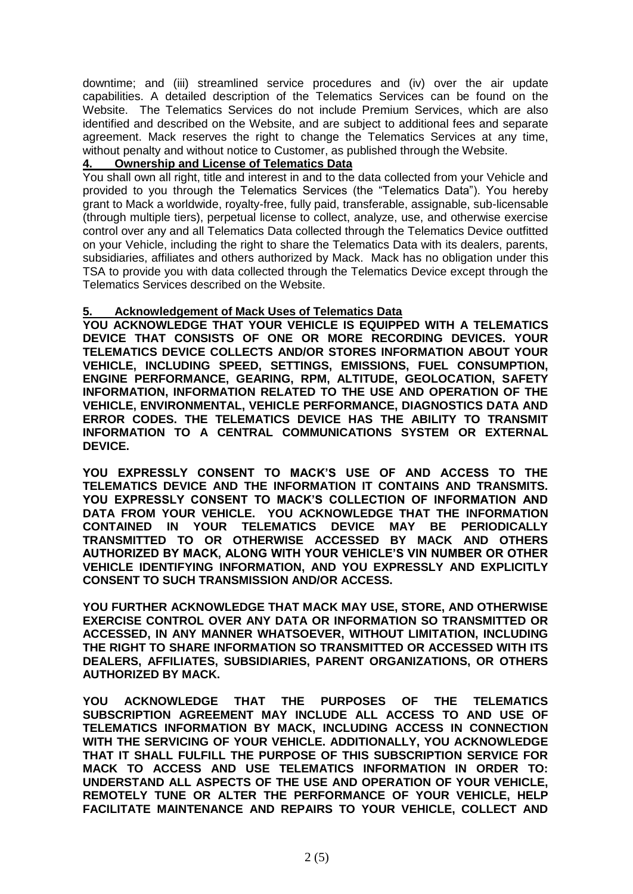downtime; and (iii) streamlined service procedures and (iv) over the air update capabilities. A detailed description of the Telematics Services can be found on the Website. The Telematics Services do not include Premium Services, which are also identified and described on the Website, and are subject to additional fees and separate agreement. Mack reserves the right to change the Telematics Services at any time, without penalty and without notice to Customer, as published through the Website.

## 4. Ownership and License of Telematics Data

You shall own all right, title and interest in and to the data collected from your Vehicle and provided to you through the Telematics Services (the "Telematics Data"). You hereby grant to Mack a worldwide, royalty-free, fully paid, transferable, assignable, sub-licensable (through multiple tiers), perpetual license to collect, analyze, use, and otherwise exercise control over any and all Telematics Data collected through the Telematics Device outfitted on your Vehicle, including the right to share the Telematics Data with its dealers, parents, subsidiaries, affiliates and others authorized by Mack. Mack has no obligation under this TSA to provide you with data collected through the Telematics Device except through the Telematics Services described on the Website.

## 5. Acknowledgement of Mack Uses of Telematics Data

**YOU ACKNOWLEDGE THAT YOUR VEHICLE IS EQUIPPED WITH A TELEMATICS DEVICE THAT CONSISTS OF ONE OR MORE RECORDING DEVICES. YOUR TELEMATICS DEVICE COLLECTS AND/OR STORES INFORMATION ABOUT YOUR VEHICLE, INCLUDING SPEED, SETTINGS, EMISSIONS, FUEL CONSUMPTION, ENGINE PERFORMANCE, GEARING, RPM, ALTITUDE, GEOLOCATION, SAFETY INFORMATION, INFORMATION RELATED TO THE USE AND OPERATION OF THE VEHICLE, ENVIRONMENTAL, VEHICLE PERFORMANCE, DIAGNOSTICS DATA AND ERROR CODES. THE TELEMATICS DEVICE HAS THE ABILITY TO TRANSMIT INFORMATION TO A CENTRAL COMMUNICATIONS SYSTEM OR EXTERNAL DEVICE.**

**YOU EXPRESSLY CONSENT TO MACK'S USE OF AND ACCESS TO THE TELEMATICS DEVICE AND THE INFORMATION IT CONTAINS AND TRANSMITS. YOU EXPRESSLY CONSENT TO MACK'S COLLECTION OF INFORMATION AND DATA FROM YOUR VEHICLE. YOU ACKNOWLEDGE THAT THE INFORMATION CONTAINED IN YOUR TELEMATICS DEVICE MAY BE PERIODICALLY TRANSMITTED TO OR OTHERWISE ACCESSED BY MACK AND OTHERS AUTHORIZED BY MACK, ALONG WITH YOUR VEHICLE'S VIN NUMBER OR OTHER VEHICLE IDENTIFYING INFORMATION, AND YOU EXPRESSLY AND EXPLICITLY CONSENT TO SUCH TRANSMISSION AND/OR ACCESS.**

**YOU FURTHER ACKNOWLEDGE THAT MACK MAY USE, STORE, AND OTHERWISE EXERCISE CONTROL OVER ANY DATA OR INFORMATION SO TRANSMITTED OR ACCESSED, IN ANY MANNER WHATSOEVER, WITHOUT LIMITATION, INCLUDING THE RIGHT TO SHARE INFORMATION SO TRANSMITTED OR ACCESSED WITH ITS DEALERS, AFFILIATES, SUBSIDIARIES, PARENT ORGANIZATIONS, OR OTHERS AUTHORIZED BY MACK.**

**YOU ACKNOWLEDGE THAT THE PURPOSES OF THE TELEMATICS SUBSCRIPTION AGREEMENT MAY INCLUDE ALL ACCESS TO AND USE OF TELEMATICS INFORMATION BY MACK, INCLUDING ACCESS IN CONNECTION WITH THE SERVICING OF YOUR VEHICLE. ADDITIONALLY, YOU ACKNOWLEDGE THAT IT SHALL FULFILL THE PURPOSE OF THIS SUBSCRIPTION SERVICE FOR MACK TO ACCESS AND USE TELEMATICS INFORMATION IN ORDER TO: UNDERSTAND ALL ASPECTS OF THE USE AND OPERATION OF YOUR VEHICLE, REMOTELY TUNE OR ALTER THE PERFORMANCE OF YOUR VEHICLE, HELP FACILITATE MAINTENANCE AND REPAIRS TO YOUR VEHICLE, COLLECT AND**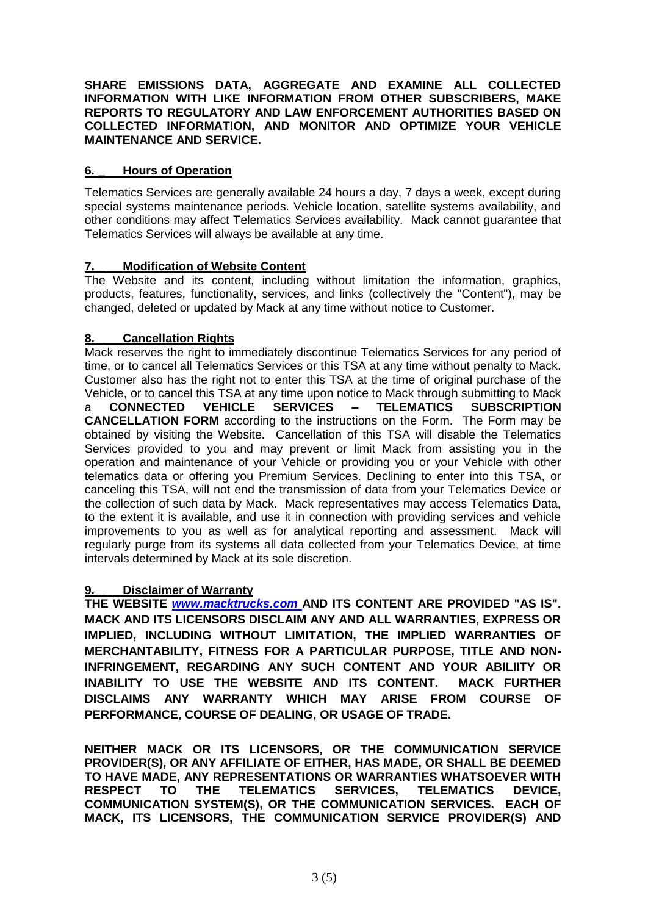**SHARE EMISSIONS DATA, AGGREGATE AND EXAMINE ALL COLLECTED INFORMATION WITH LIKE INFORMATION FROM OTHER SUBSCRIBERS, MAKE REPORTS TO REGULATORY AND LAW ENFORCEMENT AUTHORITIES BASED ON COLLECTED INFORMATION, AND MONITOR AND OPTIMIZE YOUR VEHICLE MAINTENANCE AND SERVICE.**

**6. Hours of Operation**

Telematics Services are generally available 24 hours a day, 7 days a week, except during special systems maintenance periods. Vehicle location, satellite systems availability, and other conditions may affect Telematics Services availability. Mack cannot guarantee that Telematics Services will always be available at any time.

**7. Modification of Website Content**

The Website and its content, including without limitation the information, graphics, products, features, functionality, services, and links (collectively the "Content"), may be changed, deleted or updated by Mack at any time without notice to Customer.

**8. Cancellation Rights**

Mack reserves the right to immediately discontinue Telematics Services for any period of time, or to cancel all Telematics Services or this TSA at any time without penalty to Mack. Customer also has the right not to enter this TSA at the time of original purchase of the Vehicle, or to cancel this TSA at any time upon notice to Mack through submitting to Mack a **CONNECTED VEHICLE SERVICES – TELEMATICS SUBSCRIPTION CANCELLATION FORM** according to the instructions on the Form. The Form may be obtained by visiting the Website. Cancellation of this TSA will disable the Telematics Services provided to you and may prevent or limit Mack from assisting you in the operation and maintenance of your Vehicle or providing you or your Vehicle with other telematics data or offering you Premium Services. Declining to enter into this TSA, or canceling this TSA, will not end the transmission of data from your Telematics Device or the collection of such data by Mack. Mack representatives may access Telematics Data, to the extent it is available, and use it in connection with providing services and vehicle improvements to you as well as for analytical reporting and assessment. Mack will regularly purge from its systems all data collected from your Telematics Device, at time intervals determined by Mack at its sole discretion.

**9. Disclaimer of Warranty**

**THE WEBSITE *www.macktrucks.com* AND ITS CONTENT ARE PROVIDED "AS IS". MACK AND ITS LICENSORS DISCLAIM ANY AND ALL WARRANTIES, EXPRESS OR IMPLIED, INCLUDING WITHOUT LIMITATION, THE IMPLIED WARRANTIES OF MERCHANTABILITY, FITNESS FOR A PARTICULAR PURPOSE, TITLE AND NON-INFRINGEMENT, REGARDING ANY SUCH CONTENT AND YOUR ABILIITY OR INABILITY TO USE THE WEBSITE AND ITS CONTENT. MACK FURTHER DISCLAIMS ANY WARRANTY WHICH MAY ARISE FROM COURSE OF PERFORMANCE, COURSE OF DEALING, OR USAGE OF TRADE.**

**NEITHER MACK OR ITS LICENSORS, OR THE COMMUNICATION SERVICE PROVIDER(S), OR ANY AFFILIATE OF EITHER, HAS MADE, OR SHALL BE DEEMED TO HAVE MADE, ANY REPRESENTATIONS OR WARRANTIES WHATSOEVER WITH RESPECT TO THE TELEMATICS SERVICES, TELEMATICS DEVICE, COMMUNICATION SYSTEM(S), OR THE COMMUNICATION SERVICES. EACH OF MACK, ITS LICENSORS, THE COMMUNICATION SERVICE PROVIDER(S) AND**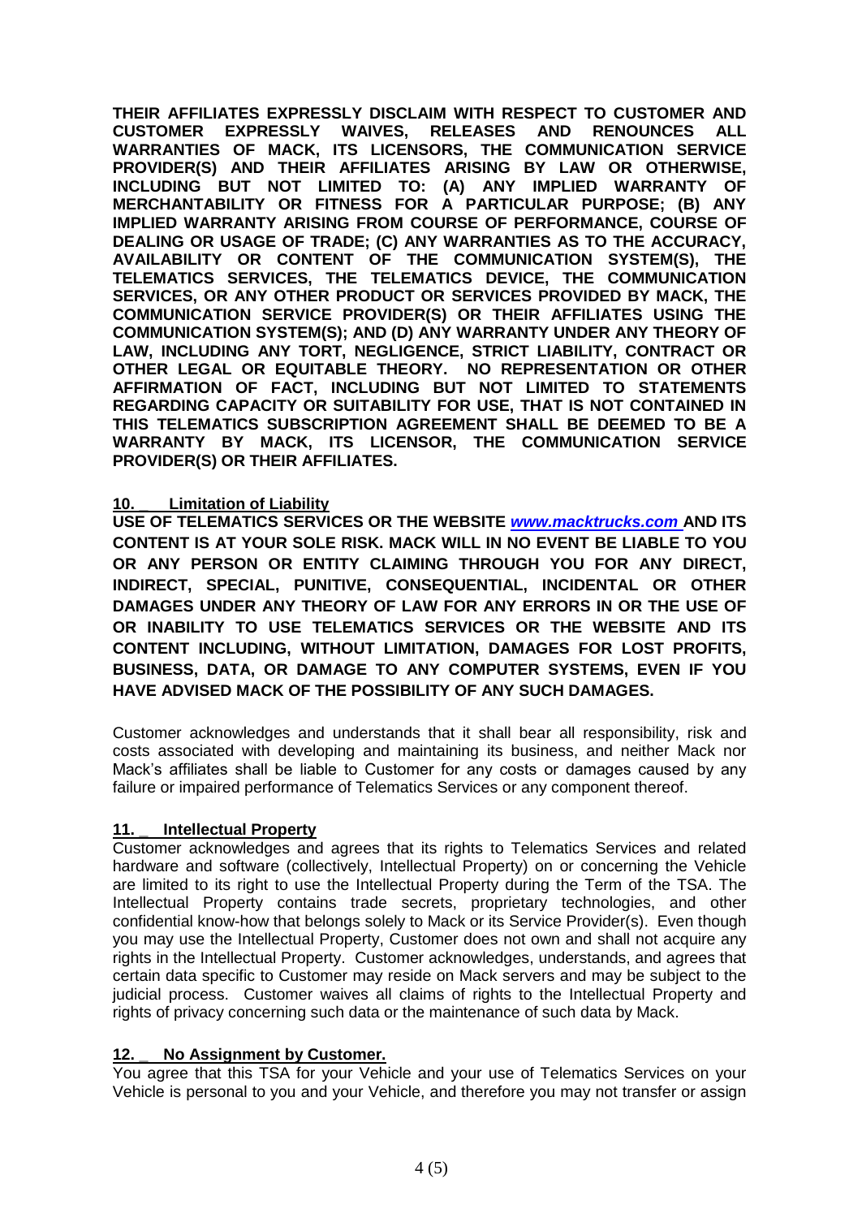**THEIR AFFILIATES EXPRESSLY DISCLAIM WITH RESPECT TO CUSTOMER AND CUSTOMER EXPRESSLY WAIVES, RELEASES AND RENOUNCES ALL WARRANTIES OF MACK, ITS LICENSORS, THE COMMUNICATION SERVICE PROVIDER(S) AND THEIR AFFILIATES ARISING BY LAW OR OTHERWISE, INCLUDING BUT NOT LIMITED TO: (A) ANY IMPLIED WARRANTY OF MERCHANTABILITY OR FITNESS FOR A PARTICULAR PURPOSE; (B) ANY IMPLIED WARRANTY ARISING FROM COURSE OF PERFORMANCE, COURSE OF DEALING OR USAGE OF TRADE; (C) ANY WARRANTIES AS TO THE ACCURACY, AVAILABILITY OR CONTENT OF THE COMMUNICATION SYSTEM(S), THE TELEMATICS SERVICES, THE TELEMATICS DEVICE, THE COMMUNICATION SERVICES, OR ANY OTHER PRODUCT OR SERVICES PROVIDED BY MACK, THE COMMUNICATION SERVICE PROVIDER(S) OR THEIR AFFILIATES USING THE COMMUNICATION SYSTEM(S); AND (D) ANY WARRANTY UNDER ANY THEORY OF LAW, INCLUDING ANY TORT, NEGLIGENCE, STRICT LIABILITY, CONTRACT OR OTHER LEGAL OR EQUITABLE THEORY. NO REPRESENTATION OR OTHER AFFIRMATION OF FACT, INCLUDING BUT NOT LIMITED TO STATEMENTS REGARDING CAPACITY OR SUITABILITY FOR USE, THAT IS NOT CONTAINED IN THIS TELEMATICS SUBSCRIPTION AGREEMENT SHALL BE DEEMED TO BE A WARRANTY BY MACK, ITS LICENSOR, THE COMMUNICATION SERVICE PROVIDER(S) OR THEIR AFFILIATES.**

**10. _ Limitation of Liability**

**USE OF TELEMATICS SERVICES OR THE WEBSITE *www.macktrucks.com* AND ITS CONTENT IS AT YOUR SOLE RISK. MACK WILL IN NO EVENT BE LIABLE TO YOU OR ANY PERSON OR ENTITY CLAIMING THROUGH YOU FOR ANY DIRECT, INDIRECT, SPECIAL, PUNITIVE, CONSEQUENTIAL, INCIDENTAL OR OTHER DAMAGES UNDER ANY THEORY OF LAW FOR ANY ERRORS IN OR THE USE OF OR INABILITY TO USE TELEMATICS SERVICES OR THE WEBSITE AND ITS CONTENT INCLUDING, WITHOUT LIMITATION, DAMAGES FOR LOST PROFITS, BUSINESS, DATA, OR DAMAGE TO ANY COMPUTER SYSTEMS, EVEN IF YOU HAVE ADVISED MACK OF THE POSSIBILITY OF ANY SUCH DAMAGES.**

Customer acknowledges and understands that it shall bear all responsibility, risk and costs associated with developing and maintaining its business, and neither Mack nor Mack's affiliates shall be liable to Customer for any costs or damages caused by any failure or impaired performance of Telematics Services or any component thereof.

**11. _ Intellectual Property**

Customer acknowledges and agrees that its rights to Telematics Services and related hardware and software (collectively, Intellectual Property) on or concerning the Vehicle are limited to its right to use the Intellectual Property during the Term of the TSA. The Intellectual Property contains trade secrets, proprietary technologies, and other confidential know-how that belongs solely to Mack or its Service Provider(s). Even though you may use the Intellectual Property, Customer does not own and shall not acquire any rights in the Intellectual Property. Customer acknowledges, understands, and agrees that certain data specific to Customer may reside on Mack servers and may be subject to the judicial process. Customer waives all claims of rights to the Intellectual Property and rights of privacy concerning such data or the maintenance of such data by Mack.

**12. _ No Assignment by Customer.**

You agree that this TSA for your Vehicle and your use of Telematics Services on your Vehicle is personal to you and your Vehicle, and therefore you may not transfer or assign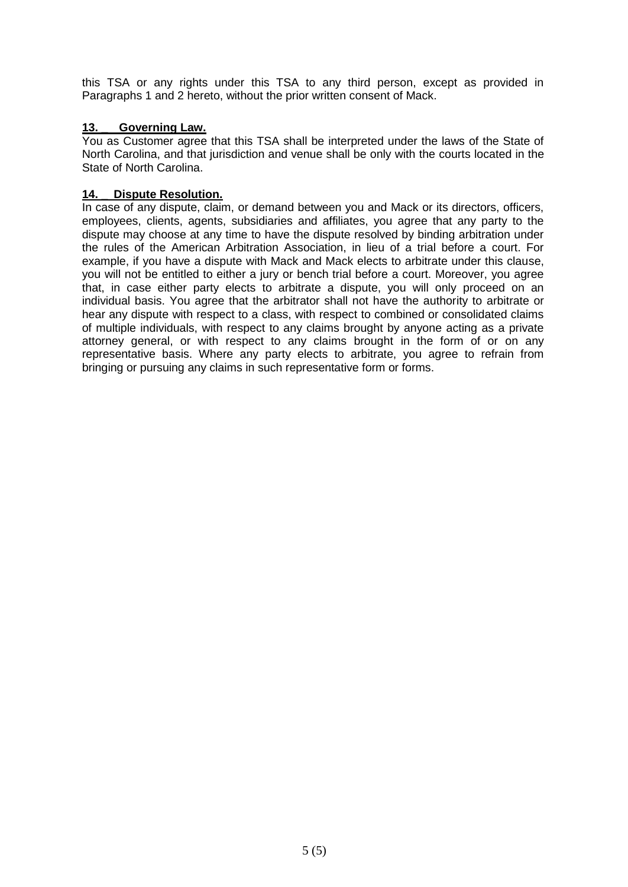this TSA or any rights under this TSA to any third person, except as provided in Paragraphs 1 and 2 hereto, without the prior written consent of Mack.

**13. Governing Law.**

You as Customer agree that this TSA shall be interpreted under the laws of the State of North Carolina, and that jurisdiction and venue shall be only with the courts located in the State of North Carolina.

**14. Dispute Resolution.**

In case of any dispute, claim, or demand between you and Mack or its directors, officers, employees, clients, agents, subsidiaries and affiliates, you agree that any party to the dispute may choose at any time to have the dispute resolved by binding arbitration under the rules of the American Arbitration Association, in lieu of a trial before a court. For example, if you have a dispute with Mack and Mack elects to arbitrate under this clause, you will not be entitled to either a jury or bench trial before a court. Moreover, you agree that, in case either party elects to arbitrate a dispute, you will only proceed on an individual basis. You agree that the arbitrator shall not have the authority to arbitrate or hear any dispute with respect to a class, with respect to combined or consolidated claims of multiple individuals, with respect to any claims brought by anyone acting as a private attorney general, or with respect to any claims brought in the form of or on any representative basis. Where any party elects to arbitrate, you agree to refrain from bringing or pursuing any claims in such representative form or forms.